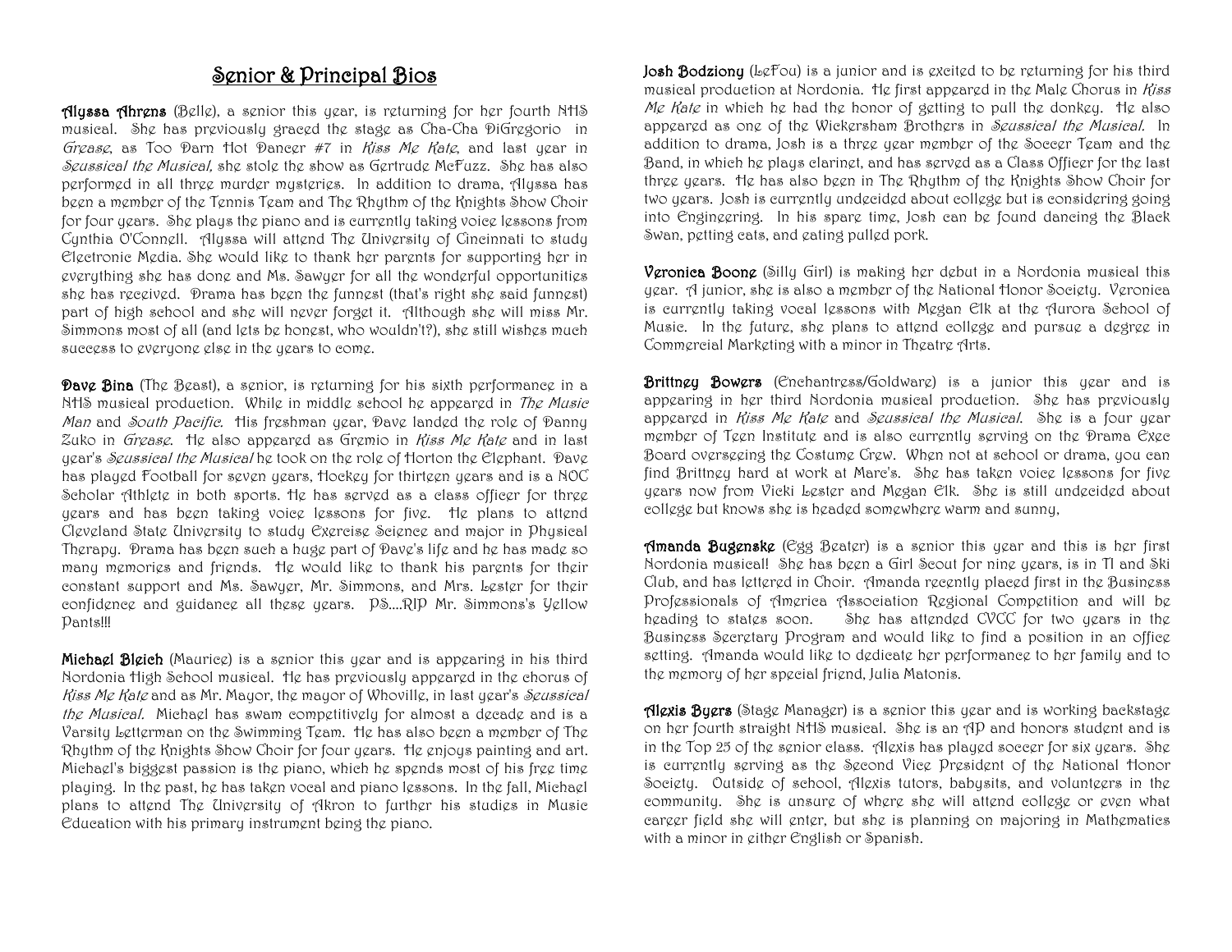## Senior & Principal Bios

**Alyssa Ahrens** (Belle), a senior this year, is returning for her fourth NHS musical. She has previously graced the stage as Cha-Cha DiGregorio in *Grease*, as Too Darn Hot Dancer #7 in *Kiss Me Kate*, and last year in *Seussical the Musical*, she stole the show as Gertrude McFuzz. She has also performed in all three murder mysteries. In addition to drama, Alyssa has been a member of the Tennis Team and The Rhythm of the Knights Show Choir for four years. She plays the piano and is currently taking voice lessons from Cynthia O'Connell. Alyssa will attend The University of Cincinnati to study Electronic Media. She would like to thank her parents for supporting her in everything she has done and Ms. Sawyer for all the wonderful opportunities she has received. Drama has been the funnest (that's right she said funnest) part of high school and she will never forget it. Although she will miss Mr. Simmons most of all (and lets be honest, who wouldn't?), she still wishes much success to everyone else in the years to come.

**Dave Bina** (The Beast), a senior, is returning for his sixth performance in a NHS musical production. While in middle school he appeared in *The Music Man* and *South Pacific*. His freshman year, Dave landed the role of Danny Zuko in *Grease*. He also appeared as Gremio in *Kiss Me Kate* and in last year's *Seussical the Musical* he took on the role of Horton the Elephant. Dave has played Football for seven years, Hockey for thirteen years and is a NOC Scholar Athlete in both sports. He has served as a class officer for three years and has been taking voice lessons for five. He plans to attend Cleveland State University to study Exercise Science and major in Physical Therapy. Drama has been such a huge part of Dave's life and he has made so many memories and friends. He would like to thank his parents for their constant support and Ms. Sawyer, Mr. Simmons, and Mrs. Lester for their confidence and guidance all these years. PS....RIP Mr. Simmons's Yellow Pants!!!

**Michael Bleich** (Maurice) is a senior this year and is appearing in his third Nordonia High School musical. He has previously appeared in the chorus of *Kiss Me Kate* and as Mr. Mayor, the mayor of Whoville, in last year's *Seussical the Musical*. Michael has swam competitively for almost a decade and is a Varsity Letterman on the Swimming Team. He has also been a member of The Rhythm of the Knights Show Choir for four years. He enjoys painting and art. Michael's biggest passion is the piano, which he spends most of his free time playing. In the past, he has taken vocal and piano lessons. In the fall, Michael plans to attend The University of Akron to further his studies in Music Education with his primary instrument being the piano.

**Josh Bodziony** (LeFou) is a junior and is excited to be returning for his third musical production at Nordonia. He first appeared in the Male Chorus in *Kiss Me Kate* in which he had the honor of getting to pull the donkey. He also appeared as one of the Wickersham Brothers in *Seussical the Musical*. In addition to drama, Josh is a three year member of the Soccer Team and the Band, in which he plays clarinet, and has served as a Class Officer for the last three years. He has also been in The Rhythm of the Knights Show Choir for two years. Josh is currently undecided about college but is considering going into Engineering. In his spare time, Josh can be found dancing the Black Swan, petting cats, and eating pulled pork.

**Veronica Boone** (Silly Girl) is making her debut in a Nordonia musical this year. A junior, she is also a member of the National Honor Society. Veronica is currently taking vocal lessons with Megan Elk at the Aurora School of Music. In the future, she plans to attend college and pursue a degree in Commercial Marketing with a minor in Theatre Arts.

**Brittney Bowers** (Enchantress/Goldware) is a junior this year and is appearing in her third Nordonia musical production. She has previously appeared in *Kiss Me Kate* and *Seussical the Musical*. She is a four year member of Teen Institute and is also currently serving on the Drama Exec Board overseeing the Costume Crew. When not at school or drama, you can find Brittney hard at work at Marc's. She has taken voice lessons for five years now from Vicki Lester and Megan Elk. She is still undecided about college but knows she is headed somewhere warm and sunny,

**Amanda Bugenske** (Egg Beater) is a senior this year and this is her first Nordonia musical! She has been a Girl Scout for nine years, is in TI and Ski Club, and has lettered in Choir. Amanda recently placed first in the Business Professionals of America Association Regional Competition and will be heading to states soon. She has attended CVCC for two years in the Business Secretary Program and would like to find a position in an office setting. Amanda would like to dedicate her performance to her family and to the memory of her special friend, Julia Matonis.

**Alexis Byers** (Stage Manager) is a senior this year and is working backstage on her fourth straight NHS musical. She is an AP and honors student and is in the Top 25 of the senior class. Alexis has played soccer for six years. She is currently serving as the Second Vice President of the National Honor Society. Outside of school, Alexis tutors, babysits, and volunteers in the community. She is unsure of where she will attend college or even what career field she will enter, but she is planning on majoring in Mathematics with a minor in either English or Spanish.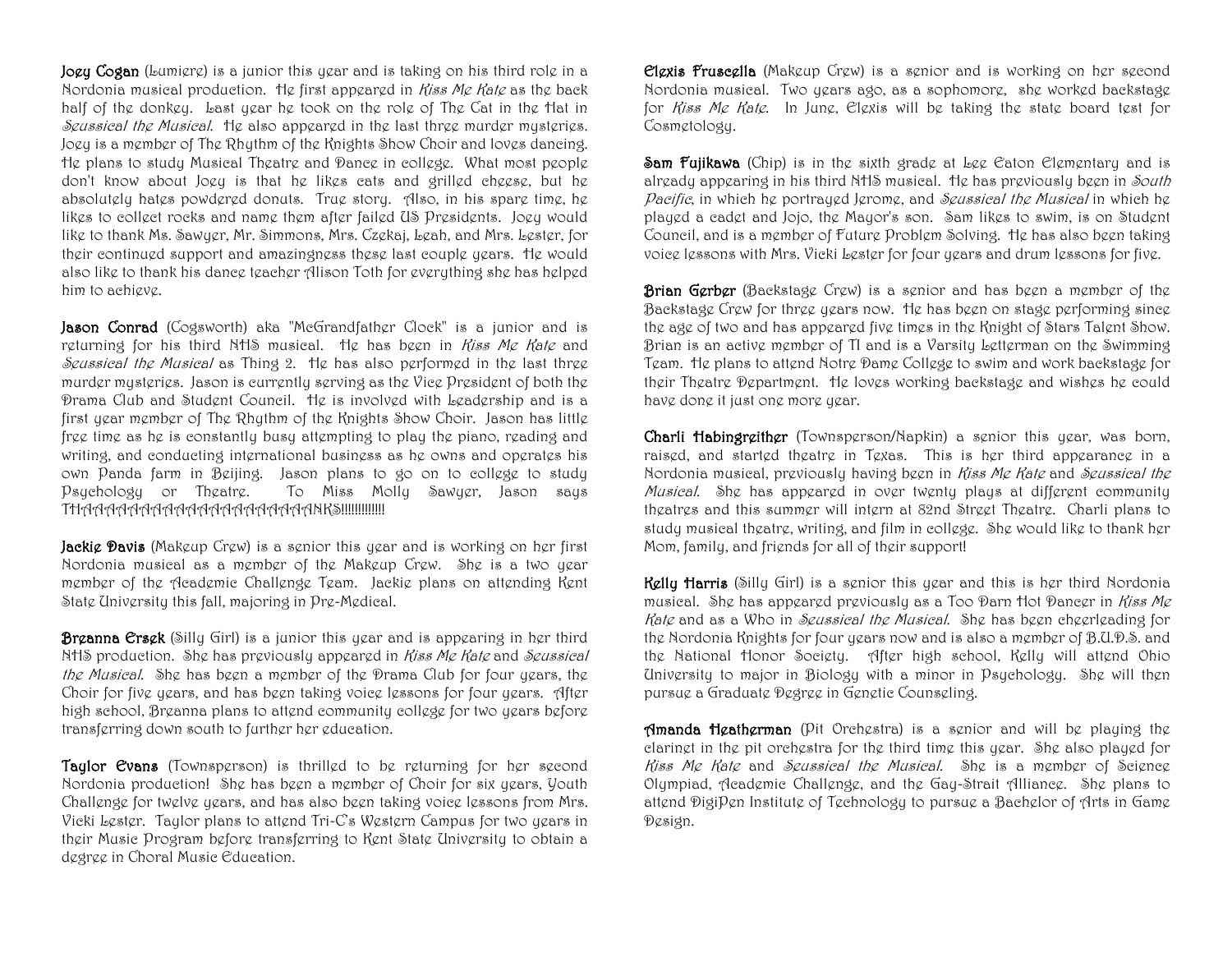**Joey Cogan** (Lumiere) is a junior this year and is taking on his third role in a Nordonia musical production. He first appeared in *Kiss Me Kate* as the back half of the donkey. Last year he took on the role of The Cat in the Hat in *Seussical the Musical.* He also appeared in the last three murder mysteries. Joey is a member of The Rhythm of the Knights Show Choir and loves dancing. He plans to study Musical Theatre and Dance in college. What most people don't know about Joey is that he likes cats and grilled cheese, but he absolutely hates powdered donuts. True story. Also, in his spare time, he likes to collect rocks and name them after failed US Presidents. Joey would like to thank Ms. Sawyer, Mr. Simmons, Mrs. Czekaj, Leah, and Mrs. Lester, for their continued support and amazingness these last couple years. He would also like to thank his dance teacher Alison Toth for everything she has helped him to achieve.

**Jason Conrad** (Cogsworth) aka "McGrandfather Clock" is a junior and is returning for his third NHS musical. He has been in *Kiss Me Kate* and *Seussical the Musical* as Thing 2. He has also performed in the last three murder mysteries. Jason is currently serving as the Vice President of both the Drama Club and Student Council. He is involved with Leadership and is a first year member of The Rhythm of the Knights Show Choir. Jason has little free time as he is constantly busy attempting to play the piano, reading and writing, and conducting international business as he owns and operates his own Panda farm in Beijing. Jason plans to go on to college to study Psychology or Theatre. To Miss Molly Sawyer, Jason says THAAAAAAAAAAAAAAAAAAAAANKS!!!!!!!!!!!!

**Jackie Davis** (Makeup Crew) is a senior this year and is working on her first Nordonia musical as a member of the Makeup Crew. She is a two year member of the Academic Challenge Team. Jackie plans on attending Kent State University this fall, majoring in Pre-Medical.

**Breanna Ersek** (Silly Girl) is a junior this year and is appearing in her third NHS production. She has previously appeared in *Kiss Me Kate* and *Seussical the Musical.* She has been a member of the Drama Club for four years, the Choir for five years, and has been taking voice lessons for four years. After high school, Breanna plans to attend community college for two years before transferring down south to further her education.

**Taylor Evans** (Townsperson) is thrilled to be returning for her second Nordonia production! She has been a member of Choir for six years, Youth Challenge for twelve years, and has also been taking voice lessons from Mrs. Vicki Lester. Taylor plans to attend Tri-C's Western Campus for two years in their Music Program before transferring to Kent State University to obtain a degree in Choral Music Education.

**Elexis Fruscella** (Makeup Crew) is a senior and is working on her second Nordonia musical. Two years ago, as a sophomore, she worked backstage for *Kiss Me Kate.* In June, Elexis will be taking the state board test for Cosmetology.

**Sam Fujikawa** (Chip) is in the sixth grade at Lee Eaton Elementary and is already appearing in his third NHS musical. He has previously been in *South Pacific*, in which he portrayed Jerome, and *Seussical the Musical* in which he played a cadet and Jojo, the Mayor's son. Sam likes to swim, is on Student Council, and is a member of Future Problem Solving. He has also been taking voice lessons with Mrs. Vicki Lester for four years and drum lessons for five.

**Brian Gerber** (Backstage Crew) is a senior and has been a member of the Backstage Crew for three years now. He has been on stage performing since the age of two and has appeared five times in the Knight of Stars Talent Show. Brian is an active member of TI and is a Varsity Letterman on the Swimming Team. He plans to attend Notre Dame College to swim and work backstage for their Theatre Department. He loves working backstage and wishes he could have done it just one more year.

**Charli Habingreither** (Townsperson/Napkin) a senior this year, was born, raised, and started theatre in Texas. This is her third appearance in a Nordonia musical, previously having been in *Kiss Me Kate* and *Seussical the Musical.* She has appeared in over twenty plays at different community theatres and this summer will intern at 82nd Street Theatre. Charli plans to study musical theatre, writing, and film in college. She would like to thank her Mom, family, and friends for all of their support!

**Kelly Harris** (Silly Girl) is a senior this year and this is her third Nordonia musical. She has appeared previously as a Too Darn Hot Dancer in *Kiss Me Kate* and as a Who in *Seussical the Musical.* She has been cheerleading for the Nordonia Knights for four years now and is also a member of B.U.D.S. and the National Honor Society. After high school, Kelly will attend Ohio University to major in Biology with a minor in Psychology. She will then pursue a Graduate Degree in Genetic Counseling.

**Amanda Heatherman** (Pit Orchestra) is a senior and will be playing the clarinet in the pit orchestra for the third time this year. She also played for *Kiss Me Kate* and *Seussical the Musical.* She is a member of Science Olympiad, Academic Challenge, and the Gay-Strait Alliance. She plans to attend DigiPen Institute of Technology to pursue a Bachelor of Arts in Game Design.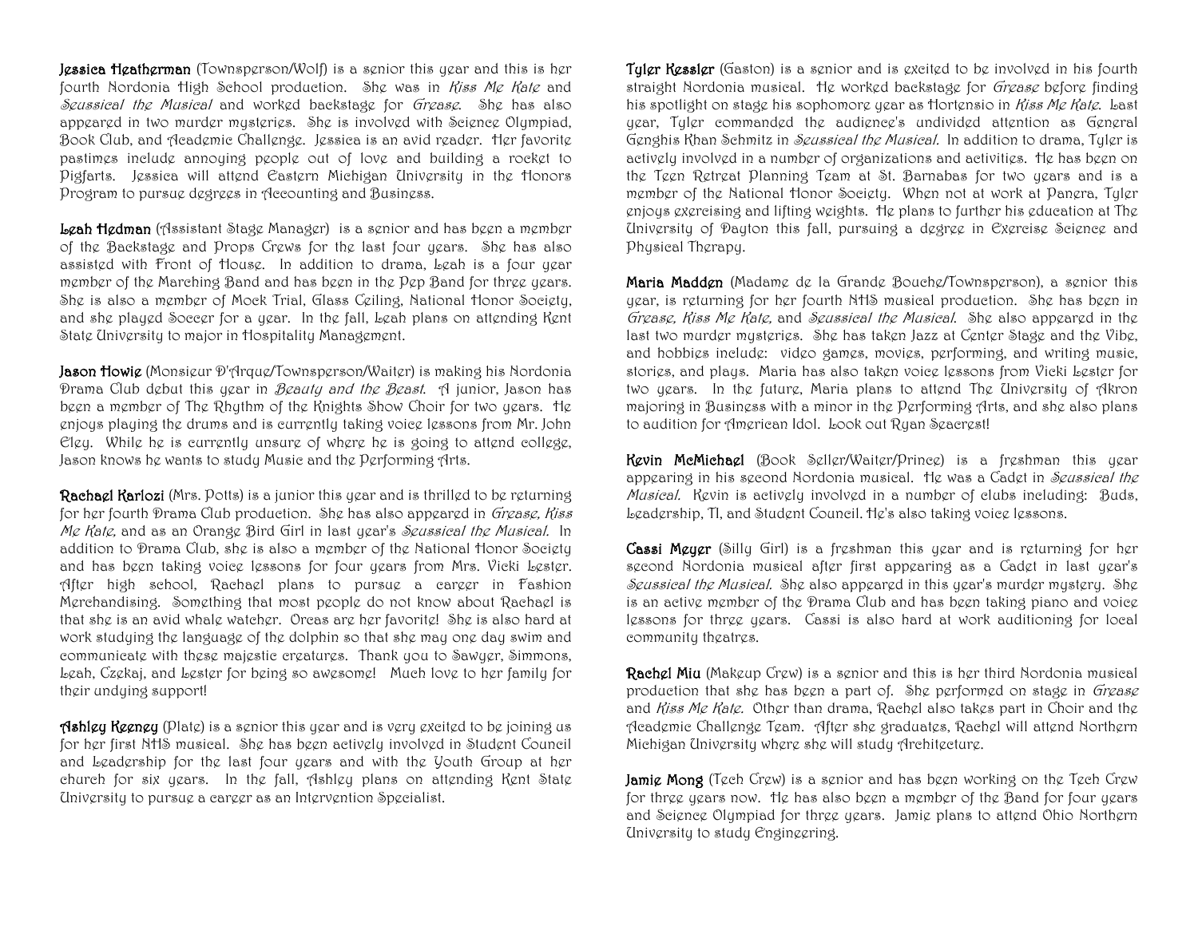**Jessica Heatherman** (Townsperson/Wolf) is a senior this year and this is her fourth Nordonia High School production. She was in *Kiss Me Kate* and *Seussical the Musical* and worked backstage for *Grease*. She has also appeared in two murder mysteries. She is involved with Science Olympiad, Book Club, and Academic Challenge. Jessica is an avid reader. Her favorite pastimes include annoying people out of love and building a rocket to Pigfarts. Jessica will attend Eastern Michigan University in the Honors Program to pursue degrees in Accounting and Business.

**Leah Hedman** (Assistant Stage Manager) is a senior and has been a member of the Backstage and Props Crews for the last four years. She has also assisted with Front of House. In addition to drama, Leah is a four year member of the Marching Band and has been in the Pep Band for three years. She is also a member of Mock Trial, Glass Ceiling, National Honor Society, and she played Soccer for a year. In the fall, Leah plans on attending Kent State University to major in Hospitality Management.

**Jason Howie** (Monsieur D'Arque/Townsperson/Waiter) is making his Nordonia Drama Club debut this year in *Beauty and the Beast*. A junior, Jason has been a member of The Rhythm of the Knights Show Choir for two years. He enjoys playing the drums and is currently taking voice lessons from Mr. John Eley. While he is currently unsure of where he is going to attend college, Jason knows he wants to study Music and the Performing Arts.

**Rachael Karlozi** (Mrs. Potts) is a junior this year and is thrilled to be returning for her fourth Drama Club production. She has also appeared in *Grease, Kiss Me Kate,* and as an Orange Bird Girl in last year's *Seussical the Musical*. In addition to Drama Club, she is also a member of the National Honor Society and has been taking voice lessons for four years from Mrs. Vicki Lester. After high school, Rachael plans to pursue a career in Fashion Merchandising. Something that most people do not know about Rachael is that she is an avid whale watcher. Orcas are her favorite! She is also hard at work studying the language of the dolphin so that she may one day swim and communicate with these majestic creatures. Thank you to Sawyer, Simmons, Leah, Czekaj, and Lester for being so awesome! Much love to her family for their undying support!

**Ashley Keeney** (Plate) is a senior this year and is very excited to be joining us for her first NHS musical. She has been actively involved in Student Council and Leadership for the last four years and with the Youth Group at her church for six years. In the fall, Ashley plans on attending Kent State University to pursue a career as an Intervention Specialist.

**Tyler Kessler** (Gaston) is a senior and is excited to be involved in his fourth straight Nordonia musical. He worked backstage for *Grease* before finding his spotlight on stage his sophomore year as Hortensio in *Kiss Me Kate*. Last year, Tyler commanded the audience's undivided attention as General Genghis Khan Schmitz in *Seussical the Musical*. In addition to drama, Tyler is actively involved in a number of organizations and activities. He has been on the Teen Retreat Planning Team at St. Barnabas for two years and is a member of the National Honor Society. When not at work at Panera, Tyler enjoys exercising and lifting weights. He plans to further his education at The University of Dayton this fall, pursuing a degree in Exercise Science and Physical Therapy.

**Maria Madden** (Madame de la Grande Bouche/Townsperson), a senior this year, is returning for her fourth NHS musical production. She has been in *Grease, Kiss Me Kate,* and *Seussical the Musical*. She also appeared in the last two murder mysteries. She has taken Jazz at Center Stage and the Vibe, and hobbies include: video games, movies, performing, and writing music, stories, and plays. Maria has also taken voice lessons from Vicki Lester for two years. In the future, Maria plans to attend The University of Akron majoring in Business with a minor in the Performing Arts, and she also plans to audition for American Idol. Look out Ryan Seacrest!

**Kevin McMichael** (Book Seller/Waiter/Prince) is a freshman this year appearing in his second Nordonia musical. He was a Cadet in *Seussical the Musical*. Kevin is actively involved in a number of clubs including: Buds, Leadership, TI, and Student Council. He's also taking voice lessons.

**Cassi Meyer** (Silly Girl) is a freshman this year and is returning for her second Nordonia musical after first appearing as a Cadet in last year's *Seussical the Musical*. She also appeared in this year's murder mystery. She is an active member of the Drama Club and has been taking piano and voice lessons for three years. Cassi is also hard at work auditioning for local community theatres.

**Rachel Miu** (Makeup Crew) is a senior and this is her third Nordonia musical production that she has been a part of. She performed on stage in *Grease* and *Kiss Me Kate*. Other than drama, Rachel also takes part in Choir and the Academic Challenge Team. After she graduates, Rachel will attend Northern Michigan University where she will study Architecture.

**Jamie Mong** (Tech Crew) is a senior and has been working on the Tech Crew for three years now. He has also been a member of the Band for four years and Science Olympiad for three years. Jamie plans to attend Ohio Northern University to study Engineering.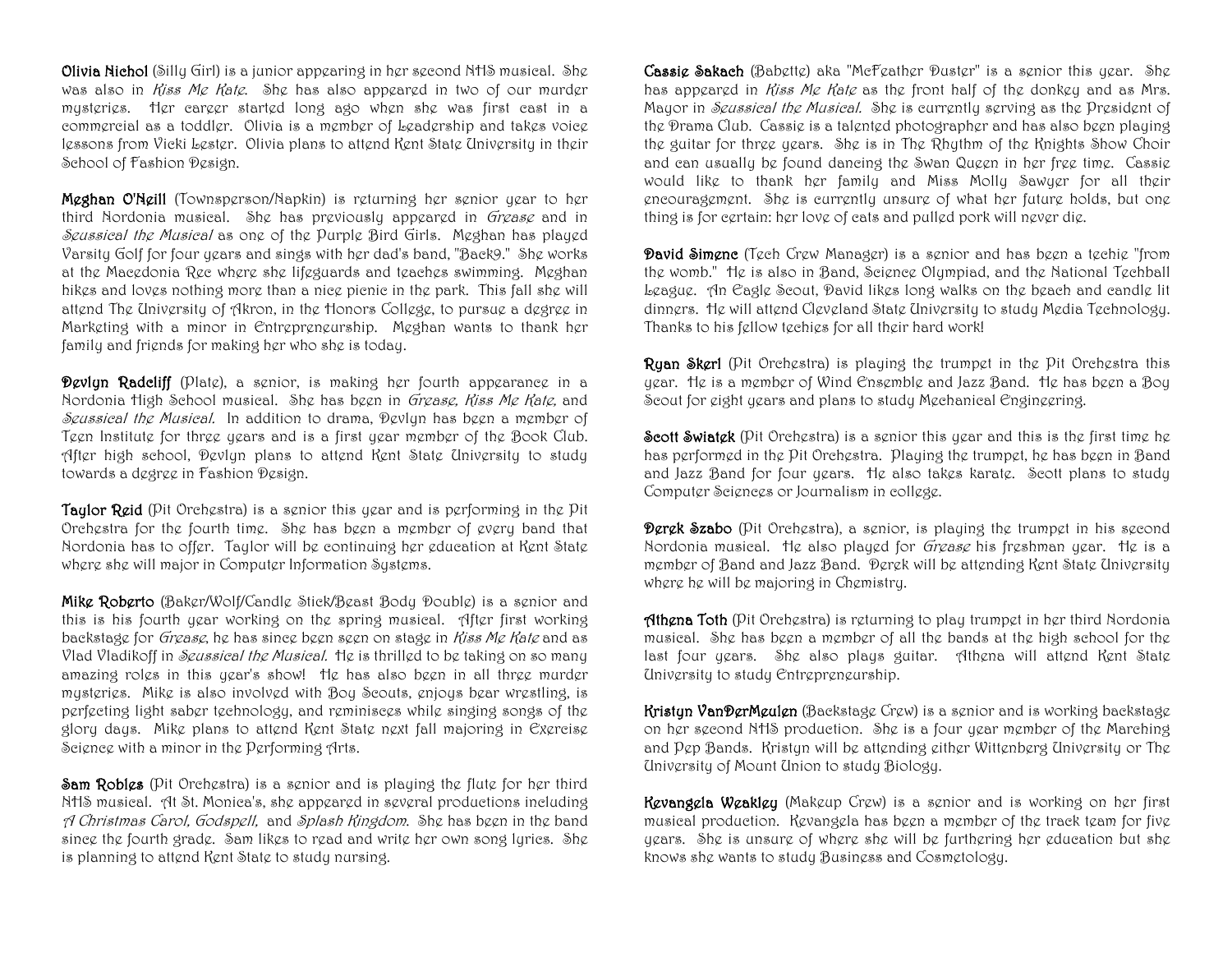**Olivia Nichol** (Silly Girl) is a junior appearing in her second NHS musical. She was also in *Kiss Me Kate*. She has also appeared in two of our murder mysteries. Her career started long ago when she was first cast in a commercial as a toddler. Olivia is a member of Leadership and takes voice lessons from Vicki Lester. Olivia plans to attend Kent State University in their School of Fashion Design.

**Meghan O'Neill** (Townsperson/Napkin) is returning her senior year to her third Nordonia musical. She has previously appeared in *Grease* and in *Seussical the Musical* as one of the Purple Bird Girls. Meghan has played Varsity Golf for four years and sings with her dad's band, "Back9." She works at the Macedonia Rec where she lifeguards and teaches swimming. Meghan hikes and loves nothing more than a nice picnic in the park. This fall she will attend The University of Akron, in the Honors College, to pursue a degree in Marketing with a minor in Entrepreneurship. Meghan wants to thank her family and friends for making her who she is today.

**Devlyn Radcliff** (Plate), a senior, is making her fourth appearance in a Nordonia High School musical. She has been in *Grease, Kiss Me Kate,* and *Seussical the Musical.* In addition to drama, Devlyn has been a member of Teen Institute for three years and is a first year member of the Book Club. After high school, Devlyn plans to attend Kent State University to study towards a degree in Fashion Design.

**Taylor Reid** (Pit Orchestra) is a senior this year and is performing in the Pit Orchestra for the fourth time. She has been a member of every band that Nordonia has to offer. Taylor will be continuing her education at Kent State where she will major in Computer Information Systems.

**Mike Roberto** (Baker/Wolf/Candle Stick/Beast Body Double) is a senior and this is his fourth year working on the spring musical. After first working backstage for *Grease*, he has since been seen on stage in *Kiss Me Kate* and as Vlad Vladikoff in *Seussical the Musical.* He is thrilled to be taking on so many amazing roles in this year's show! He has also been in all three murder mysteries. Mike is also involved with Boy Scouts, enjoys bear wrestling, is perfecting light saber technology, and reminisces while singing songs of the glory days. Mike plans to attend Kent State next fall majoring in Exercise Science with a minor in the Performing Arts.

**Sam Robles** (Pit Orchestra) is a senior and is playing the flute for her third NHS musical. At St. Monica's, she appeared in several productions including *A Christmas Carol, Godspell,* and *Splash Kingdom.* She has been in the band since the fourth grade. Sam likes to read and write her own song lyrics. She is planning to attend Kent State to study nursing.

**Cassie Sakach** (Babette) aka "McFeather Duster" is a senior this year. She has appeared in *Kiss Me Kate* as the front half of the donkey and as Mrs. Mayor in *Seussical the Musical.* She is currently serving as the President of the Drama Club. Cassie is a talented photographer and has also been playing the guitar for three years. She is in The Rhythm of the Knights Show Choir and can usually be found dancing the Swan Queen in her free time. Cassie would like to thank her family and Miss Molly Sawyer for all their encouragement. She is currently unsure of what her future holds, but one thing is for certain: her love of cats and pulled pork will never die.

**David Simenc** (Tech Crew Manager) is a senior and has been a techie "from the womb." He is also in Band, Science Olympiad, and the National Techball League. An Eagle Scout, David likes long walks on the beach and candle lit dinners. He will attend Cleveland State University to study Media Technology. Thanks to his fellow techies for all their hard work!

**Ryan Skerl** (Pit Orchestra) is playing the trumpet in the Pit Orchestra this year. He is a member of Wind Ensemble and Jazz Band. He has been a Boy Scout for eight years and plans to study Mechanical Engineering.

**Scott Swiatek** (Pit Orchestra) is a senior this year and this is the first time he has performed in the Pit Orchestra. Playing the trumpet, he has been in Band and Jazz Band for four years. He also takes karate. Scott plans to study Computer Sciences or Journalism in college.

**Derek Szabo** (Pit Orchestra), a senior, is playing the trumpet in his second Nordonia musical. He also played for *Grease* his freshman year. He is a member of Band and Jazz Band. Derek will be attending Kent State University where he will be majoring in Chemistry.

**Athena Toth** (Pit Orchestra) is returning to play trumpet in her third Nordonia musical. She has been a member of all the bands at the high school for the last four years. She also plays guitar. Athena will attend Kent State University to study Entrepreneurship.

**Kristyn VanDerMeulen** (Backstage Crew) is a senior and is working backstage on her second NHS production. She is a four year member of the Marching and Pep Bands. Kristyn will be attending either Wittenberg University or The University of Mount Union to study Biology.

**Kevangela Weakley** (Makeup Crew) is a senior and is working on her first musical production. Kevangela has been a member of the track team for five years. She is unsure of where she will be furthering her education but she knows she wants to study Business and Cosmetology.